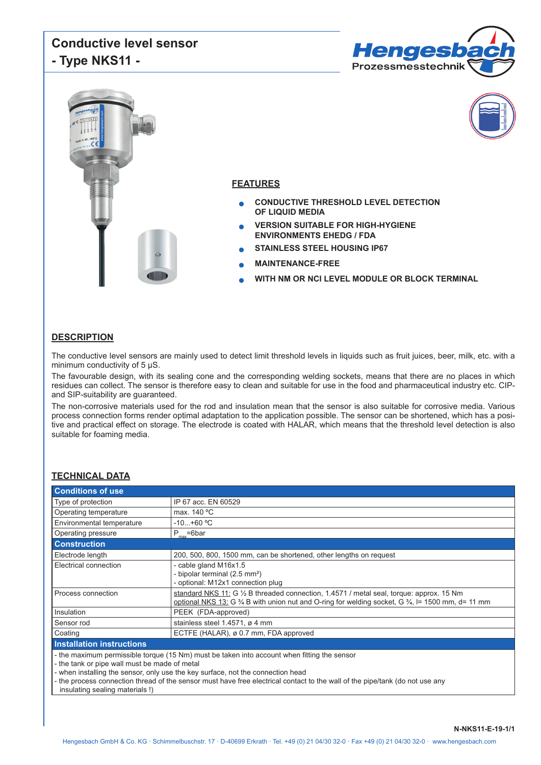# Conductive level sensor
# - Type NKS11 -

Hengesbach Prozessmesstechnik

## FEATURES

- CONDUCTIVE THRESHOLD LEVEL DETECTION OF LIQUID MEDIA
- VERSION SUITABLE FOR HIGH-HYGIENE ENVIRONMENTS EHEDG / FDA
- STAINLESS STEEL HOUSING IP67
- MAINTENANCE-FREE
- WITH NM OR NCI LEVEL MODULE OR BLOCK TERMINAL

## DESCRIPTION

The conductive level sensors are mainly used to detect limit threshold levels in liquids such as fruit juices, beer, milk, etc. with a minimum conductivity of 5 µS.

The favourable design, with its sealing cone and the corresponding welding sockets, means that there are no places in which residues can collect. The sensor is therefore easy to clean and suitable for use in the food and pharmaceutical industry etc. CIP- and SIP-suitability are guaranteed.

The non-corrosive materials used for the rod and insulation mean that the sensor is also suitable for corrosive media. Various process connection forms render optimal adaptation to the application possible. The sensor can be shortened, which has a positive and practical effect on storage. The electrode is coated with HALAR, which means that the threshold level detection is also suitable for foaming media.

## TECHNICAL DATA

| | |
|---|---|
| **Conditions of use** | |
| Type of protection | IP 67 acc. EN 60529 |
| Operating temperature | max. 140 °C |
| Environmental temperature | -10...+60 °C |
| Operating pressure | $P_{max}$ =6bar |
| **Construction** | |
| Electrode length | 200, 500, 800, 1500 mm, can be shortened, other lengths on request |
| Electrical connection | - cable gland M16x1.5<br>- bipolar terminal (2.5 mm²)<br>- optional: M12x1 connection plug |
| Process connection | standard NKS 11: G ½ B threaded connection, 1.4571 / metal seal, torque: approx. 15 Nm<br>optional NKS 13: G ¾ B with union nut and O-ring for welding socket, G ¾, l= 1500 mm, d= 11 mm |
| Insulation | PEEK (FDA-approved) |
| Sensor rod | stainless steel 1.4571, ø 4 mm |
| Coating | ECTFE (HALAR), ø 0.7 mm, FDA approved |

**Installation instructions**

- the maximum permissible torque (15 Nm) must be taken into account when fitting the sensor
- the tank or pipe wall must be made of metal
- when installing the sensor, only use the key surface, not the connection head
- the process connection thread of the sensor must have free electrical contact to the wall of the pipe/tank (do not use any insulating sealing materials !)

N-NKS11-E-19-1/1

Hengesbach GmbH & Co. KG · Schimmelbuschstr. 17 · D-40699 Erkrath · Tel. +49 (0) 21 04/30 32-0 · Fax +49 (0) 21 04/30 32-0 · www.hengesbach.com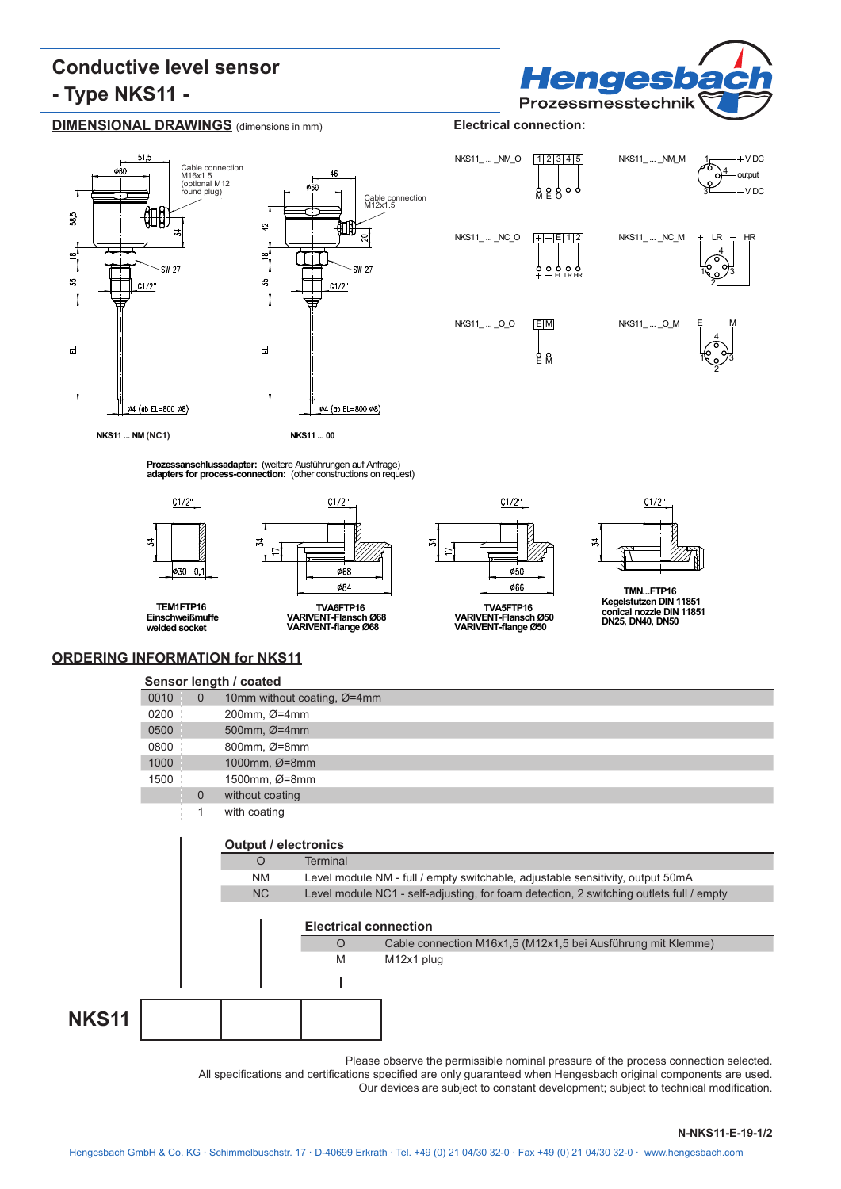# Conductive level sensor
# - Type NKS11 -

Hengesbach Prozessmesstechnik

## DIMENSIONAL DRAWINGS (dimensions in mm)

51,5
ø60
Cable connection M16x1.5 (optional M12 round plug)
58,5
34
18
SW 27
35
G1/2"
EL
ø4 (ab EL=800 ø8)

NKS11 ... NM (NC1)

46
ø60
Cable connection M12x1.5
42
20
18
SW 27
35
G1/2"
EL
ø4 (ab EL=800 ø8)

NKS11 ... 00

## Electrical connection:

NKS11_ ... _NM_O
1 2 3 4 5
M E O + –

NKS11_ ... _NM_M
1 + V DC
4 output
3 – V DC

NKS11_ ... _NC_O
+ – E 1 2
+ – EL LR HR

NKS11_ ... _NC_M
+ LR – HR
4
1 3
2

NKS11_ ... _O_O
E M
E M

NKS11_ ... _O_M
E M
4
1 3
2

**Prozessanschlussadapter:** (weitere Ausführungen auf Anfrage)
**adapters for process-connection:** (other constructions on request)

G1/2"
34
ø30 -0,1

**TEM1FTP16**
**Einschweißmuffe**
**welded socket**

G1/2"
34
17
ø68
ø84

**TVA6FTP16**
**VARIVENT-Flansch Ø68**
**VARIVENT-flange Ø68**

G1/2"
34
17
ø50
ø66

**TVA5FTP16**
**VARIVENT-Flansch Ø50**
**VARIVENT-flange Ø50**

G1/2"
34

**TMN...FTP16**
**Kegelstutzen DIN 11851**
**conical nozzle DIN 11851**
**DN25, DN40, DN50**

## ORDERING INFORMATION for NKS11

**Sensor length / coated**

| | | |
|---|---|---|
| 0010 | 0 | 10mm without coating, Ø=4mm |
| 0200 | | 200mm, Ø=4mm |
| 0500 | | 500mm, Ø=4mm |
| 0800 | | 800mm, Ø=8mm |
| 1000 | | 1000mm, Ø=8mm |
| 1500 | | 1500mm, Ø=8mm |
| | 0 | without coating |
| | 1 | with coating |

**Output / electronics**

| | |
|---|---|
| O | Terminal |
| NM | Level module NM - full / empty switchable, adjustable sensitivity, output 50mA |
| NC | Level module NC1 - self-adjusting, for foam detection, 2 switching outlets full / empty |

**Electrical connection**

| | |
|---|---|
| O | Cable connection M16x1,5 (M12x1,5 bei Ausführung mit Klemme) |
| M | M12x1 plug |

**NKS11** | | | |

Please observe the permissible nominal pressure of the process connection selected.
All specifications and certifications specified are only guaranteed when Hengesbach original components are used.
Our devices are subject to constant development; subject to technical modification.

N-NKS11-E-19-1/2

Hengesbach GmbH & Co. KG · Schimmelbuschstr. 17 · D-40699 Erkrath · Tel. +49 (0) 21 04/30 32-0 · Fax +49 (0) 21 04/30 32-0 · www.hengesbach.com